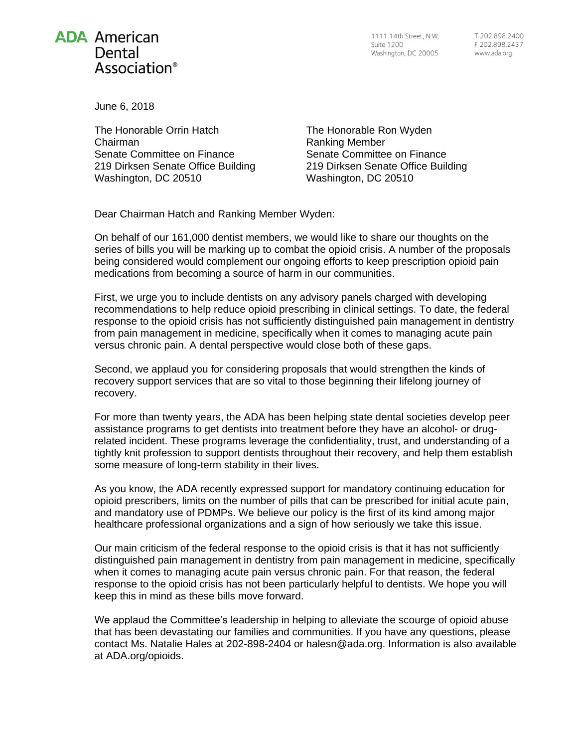**ADA American Dental Association®**

1111 14th Street, N.W.
Suite 1200
Washington, DC 20005

T 202.898.2400
F 202.898.2437
www.ada.org

June 6, 2018

The Honorable Orrin Hatch
Chairman
Senate Committee on Finance
219 Dirksen Senate Office Building
Washington, DC 20510

The Honorable Ron Wyden
Ranking Member
Senate Committee on Finance
219 Dirksen Senate Office Building
Washington, DC 20510

Dear Chairman Hatch and Ranking Member Wyden:

On behalf of our 161,000 dentist members, we would like to share our thoughts on the series of bills you will be marking up to combat the opioid crisis. A number of the proposals being considered would complement our ongoing efforts to keep prescription opioid pain medications from becoming a source of harm in our communities.

First, we urge you to include dentists on any advisory panels charged with developing recommendations to help reduce opioid prescribing in clinical settings. To date, the federal response to the opioid crisis has not sufficiently distinguished pain management in dentistry from pain management in medicine, specifically when it comes to managing acute pain versus chronic pain. A dental perspective would close both of these gaps.

Second, we applaud you for considering proposals that would strengthen the kinds of recovery support services that are so vital to those beginning their lifelong journey of recovery.

For more than twenty years, the ADA has been helping state dental societies develop peer assistance programs to get dentists into treatment before they have an alcohol- or drug-related incident. These programs leverage the confidentiality, trust, and understanding of a tightly knit profession to support dentists throughout their recovery, and help them establish some measure of long-term stability in their lives.

As you know, the ADA recently expressed support for mandatory continuing education for opioid prescribers, limits on the number of pills that can be prescribed for initial acute pain, and mandatory use of PDMPs. We believe our policy is the first of its kind among major healthcare professional organizations and a sign of how seriously we take this issue.

Our main criticism of the federal response to the opioid crisis is that it has not sufficiently distinguished pain management in dentistry from pain management in medicine, specifically when it comes to managing acute pain versus chronic pain. For that reason, the federal response to the opioid crisis has not been particularly helpful to dentists. We hope you will keep this in mind as these bills move forward.

We applaud the Committee's leadership in helping to alleviate the scourge of opioid abuse that has been devastating our families and communities. If you have any questions, please contact Ms. Natalie Hales at 202-898-2404 or halesn@ada.org. Information is also available at ADA.org/opioids.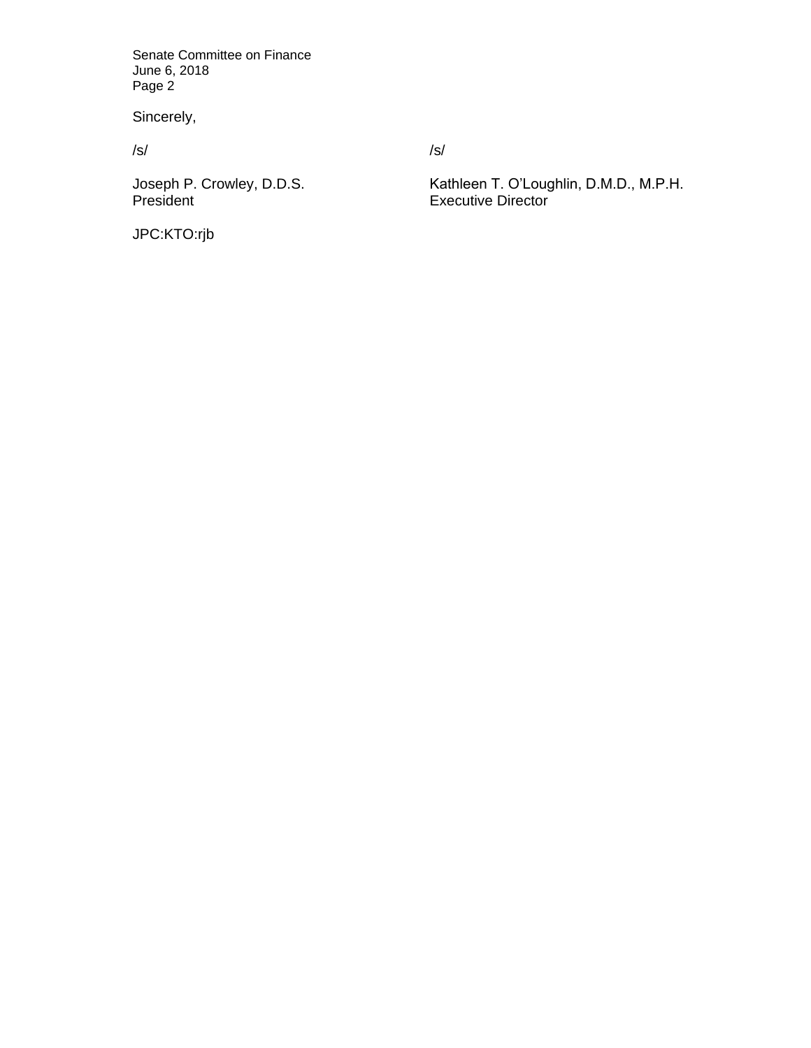Sincerely,

/s/

Joseph P. Crowley, D.D.S.
President

/s/

Kathleen T. O'Loughlin, D.M.D., M.P.H.
Executive Director

JPC:KTO:rjb